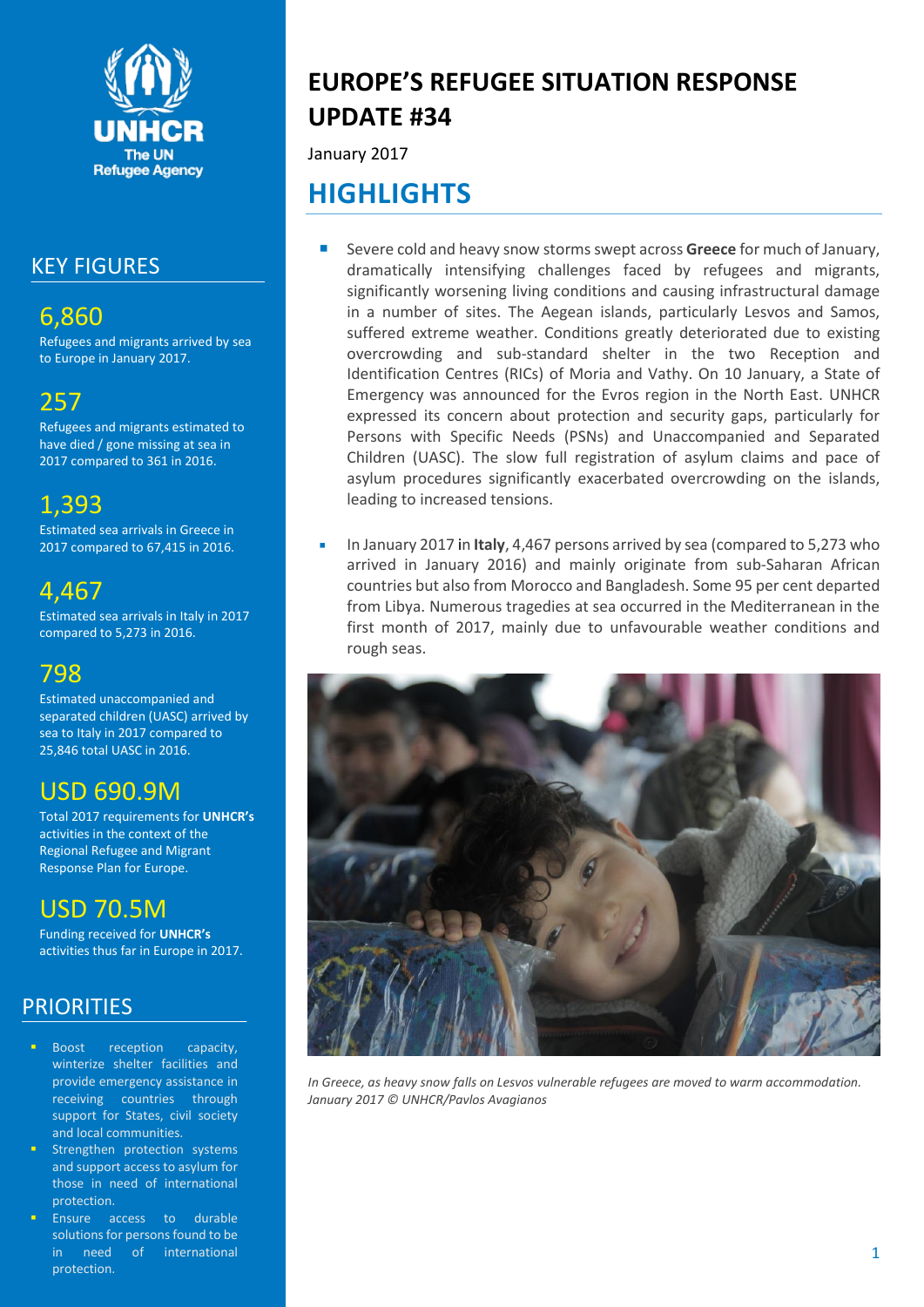# EUROPE'S REFUGEE SITUATION RESPONSE UPDATE #34

January 2017

## HIGHLIGHTS

- Severe cold and heavy snow storms swept across **Greece** for much of January, dramatically intensifying challenges faced by refugees and migrants, significantly worsening living conditions and causing infrastructural damage in a number of sites. The Aegean islands, particularly Lesvos and Samos, suffered extreme weather. Conditions greatly deteriorated due to existing overcrowding and sub-standard shelter in the two Reception and Identification Centres (RICs) of Moria and Vathy. On 10 January, a State of Emergency was announced for the Evros region in the North East. UNHCR expressed its concern about protection and security gaps, particularly for Persons with Specific Needs (PSNs) and Unaccompanied and Separated Children (UASC). The slow full registration of asylum claims and pace of asylum procedures significantly exacerbated overcrowding on the islands, leading to increased tensions.

- In January 2017 in **Italy**, 4,467 persons arrived by sea (compared to 5,273 who arrived in January 2016) and mainly originate from sub-Saharan African countries but also from Morocco and Bangladesh. Some 95 per cent departed from Libya. Numerous tragedies at sea occurred in the Mediterranean in the first month of 2017, mainly due to unfavourable weather conditions and rough seas.

*In Greece, as heavy snow falls on Lesvos vulnerable refugees are moved to warm accommodation. January 2017 © UNHCR/Pavlos Avagianos*

## KEY FIGURES

**6,860**
Refugees and migrants arrived by sea to Europe in January 2017.

**257**
Refugees and migrants estimated to have died / gone missing at sea in 2017 compared to 361 in 2016.

**1,393**
Estimated sea arrivals in Greece in 2017 compared to 67,415 in 2016.

**4,467**
Estimated sea arrivals in Italy in 2017 compared to 5,273 in 2016.

**798**
Estimated unaccompanied and separated children (UASC) arrived by sea to Italy in 2017 compared to 25,846 total UASC in 2016.

**USD 690.9M**
Total 2017 requirements for **UNHCR's** activities in the context of the Regional Refugee and Migrant Response Plan for Europe.

**USD 70.5M**
Funding received for **UNHCR's** activities thus far in Europe in 2017.

## PRIORITIES

- Boost reception capacity, winterize shelter facilities and provide emergency assistance in receiving countries through support for States, civil society and local communities.
- Strengthen protection systems and support access to asylum for those in need of international protection.
- Ensure access to durable solutions for persons found to be in need of international protection.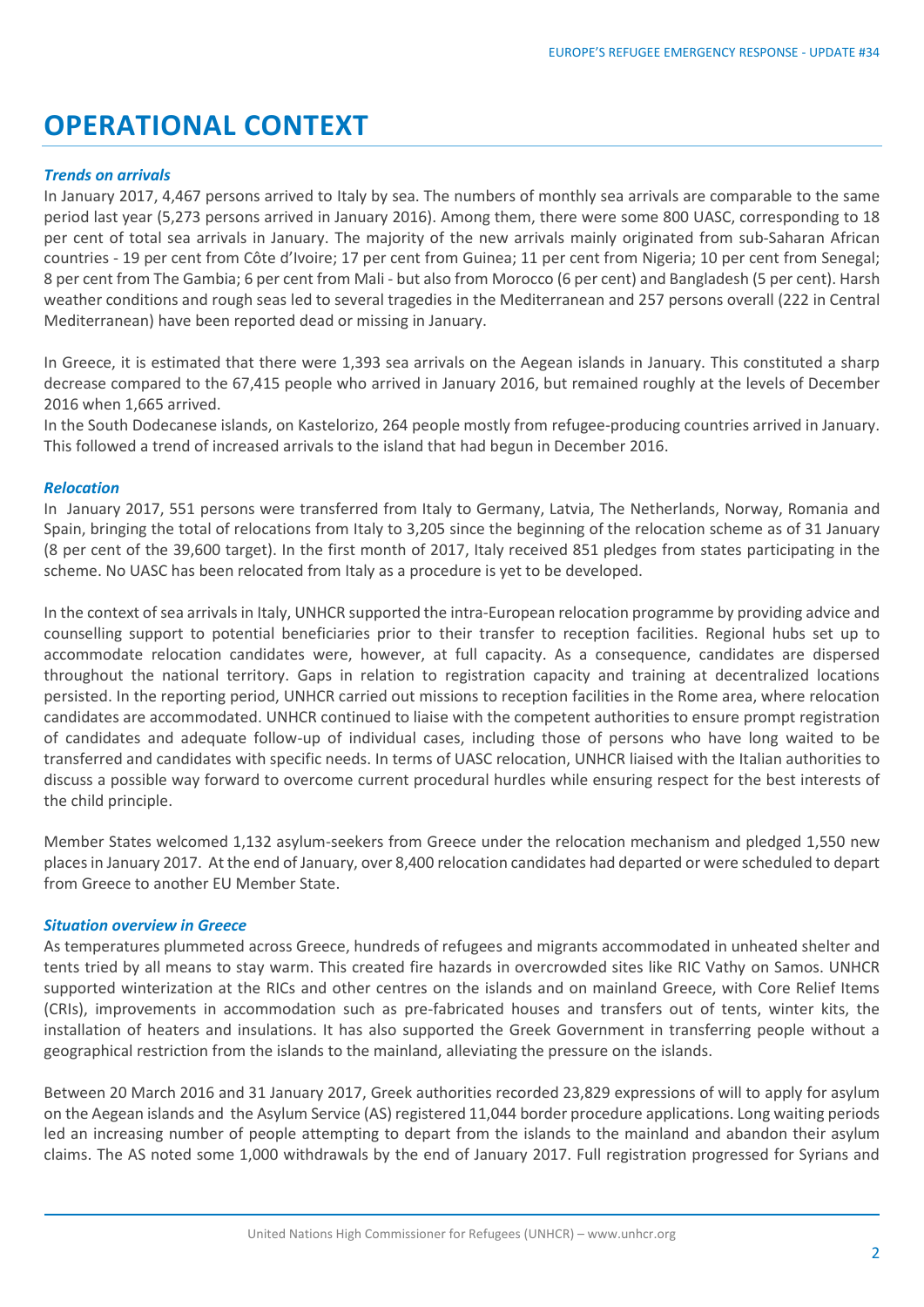# OPERATIONAL CONTEXT

***Trends on arrivals***

In January 2017, 4,467 persons arrived to Italy by sea. The numbers of monthly sea arrivals are comparable to the same period last year (5,273 persons arrived in January 2016). Among them, there were some 800 UASC, corresponding to 18 per cent of total sea arrivals in January. The majority of the new arrivals mainly originated from sub-Saharan African countries - 19 per cent from Côte d'Ivoire; 17 per cent from Guinea; 11 per cent from Nigeria; 10 per cent from Senegal; 8 per cent from The Gambia; 6 per cent from Mali - but also from Morocco (6 per cent) and Bangladesh (5 per cent). Harsh weather conditions and rough seas led to several tragedies in the Mediterranean and 257 persons overall (222 in Central Mediterranean) have been reported dead or missing in January.

In Greece, it is estimated that there were 1,393 sea arrivals on the Aegean islands in January. This constituted a sharp decrease compared to the 67,415 people who arrived in January 2016, but remained roughly at the levels of December 2016 when 1,665 arrived.

In the South Dodecanese islands, on Kastelorizo, 264 people mostly from refugee-producing countries arrived in January. This followed a trend of increased arrivals to the island that had begun in December 2016.

***Relocation***

In January 2017, 551 persons were transferred from Italy to Germany, Latvia, The Netherlands, Norway, Romania and Spain, bringing the total of relocations from Italy to 3,205 since the beginning of the relocation scheme as of 31 January (8 per cent of the 39,600 target). In the first month of 2017, Italy received 851 pledges from states participating in the scheme. No UASC has been relocated from Italy as a procedure is yet to be developed.

In the context of sea arrivals in Italy, UNHCR supported the intra-European relocation programme by providing advice and counselling support to potential beneficiaries prior to their transfer to reception facilities. Regional hubs set up to accommodate relocation candidates were, however, at full capacity. As a consequence, candidates are dispersed throughout the national territory. Gaps in relation to registration capacity and training at decentralized locations persisted. In the reporting period, UNHCR carried out missions to reception facilities in the Rome area, where relocation candidates are accommodated. UNHCR continued to liaise with the competent authorities to ensure prompt registration of candidates and adequate follow-up of individual cases, including those of persons who have long waited to be transferred and candidates with specific needs. In terms of UASC relocation, UNHCR liaised with the Italian authorities to discuss a possible way forward to overcome current procedural hurdles while ensuring respect for the best interests of the child principle.

Member States welcomed 1,132 asylum-seekers from Greece under the relocation mechanism and pledged 1,550 new places in January 2017. At the end of January, over 8,400 relocation candidates had departed or were scheduled to depart from Greece to another EU Member State.

***Situation overview in Greece***

As temperatures plummeted across Greece, hundreds of refugees and migrants accommodated in unheated shelter and tents tried by all means to stay warm. This created fire hazards in overcrowded sites like RIC Vathy on Samos. UNHCR supported winterization at the RICs and other centres on the islands and on mainland Greece, with Core Relief Items (CRIs), improvements in accommodation such as pre-fabricated houses and transfers out of tents, winter kits, the installation of heaters and insulations. It has also supported the Greek Government in transferring people without a geographical restriction from the islands to the mainland, alleviating the pressure on the islands.

Between 20 March 2016 and 31 January 2017, Greek authorities recorded 23,829 expressions of will to apply for asylum on the Aegean islands and the Asylum Service (AS) registered 11,044 border procedure applications. Long waiting periods led an increasing number of people attempting to depart from the islands to the mainland and abandon their asylum claims. The AS noted some 1,000 withdrawals by the end of January 2017. Full registration progressed for Syrians and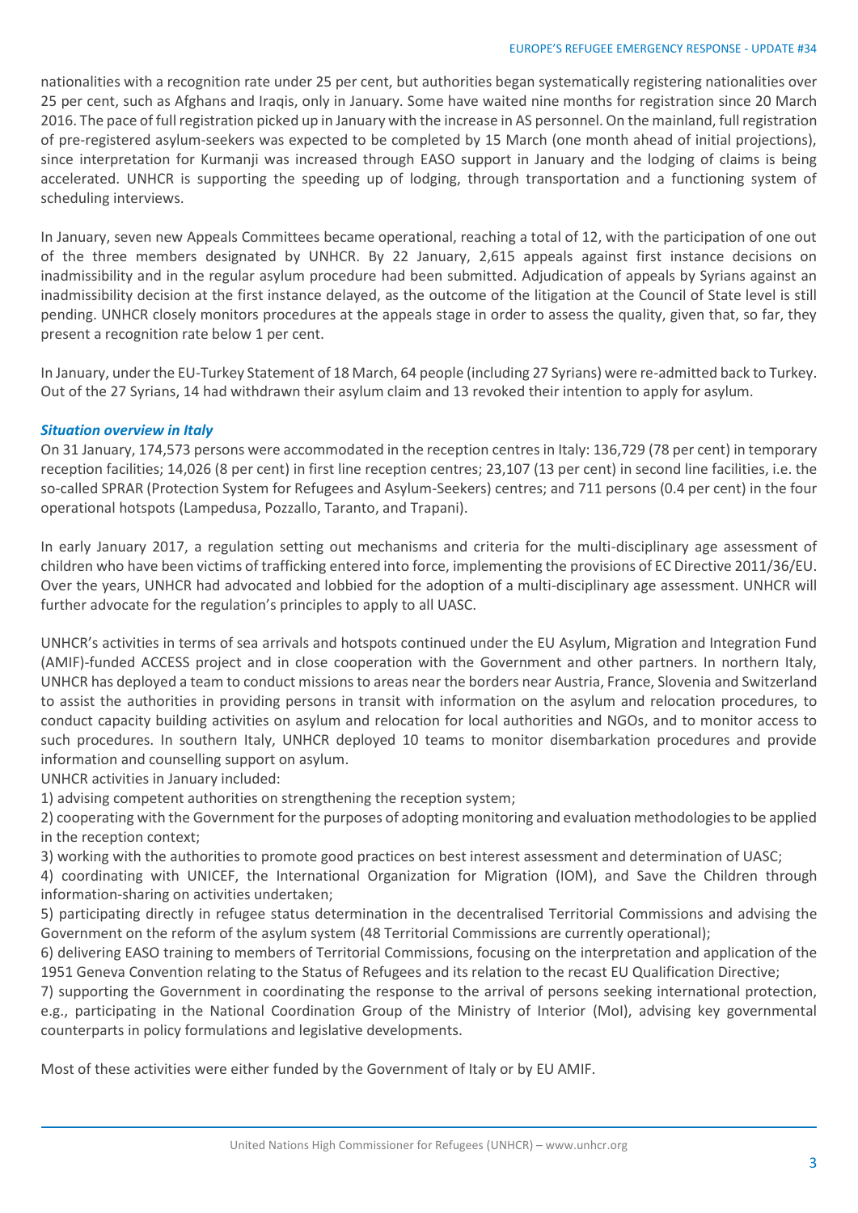nationalities with a recognition rate under 25 per cent, but authorities began systematically registering nationalities over 25 per cent, such as Afghans and Iraqis, only in January. Some have waited nine months for registration since 20 March 2016. The pace of full registration picked up in January with the increase in AS personnel. On the mainland, full registration of pre-registered asylum-seekers was expected to be completed by 15 March (one month ahead of initial projections), since interpretation for Kurmanji was increased through EASO support in January and the lodging of claims is being accelerated. UNHCR is supporting the speeding up of lodging, through transportation and a functioning system of scheduling interviews.

In January, seven new Appeals Committees became operational, reaching a total of 12, with the participation of one out of the three members designated by UNHCR. By 22 January, 2,615 appeals against first instance decisions on inadmissibility and in the regular asylum procedure had been submitted. Adjudication of appeals by Syrians against an inadmissibility decision at the first instance delayed, as the outcome of the litigation at the Council of State level is still pending. UNHCR closely monitors procedures at the appeals stage in order to assess the quality, given that, so far, they present a recognition rate below 1 per cent.

In January, under the EU-Turkey Statement of 18 March, 64 people (including 27 Syrians) were re-admitted back to Turkey. Out of the 27 Syrians, 14 had withdrawn their asylum claim and 13 revoked their intention to apply for asylum.

### *Situation overview in Italy*

On 31 January, 174,573 persons were accommodated in the reception centres in Italy: 136,729 (78 per cent) in temporary reception facilities; 14,026 (8 per cent) in first line reception centres; 23,107 (13 per cent) in second line facilities, i.e. the so-called SPRAR (Protection System for Refugees and Asylum-Seekers) centres; and 711 persons (0.4 per cent) in the four operational hotspots (Lampedusa, Pozzallo, Taranto, and Trapani).

In early January 2017, a regulation setting out mechanisms and criteria for the multi-disciplinary age assessment of children who have been victims of trafficking entered into force, implementing the provisions of EC Directive 2011/36/EU. Over the years, UNHCR had advocated and lobbied for the adoption of a multi-disciplinary age assessment. UNHCR will further advocate for the regulation's principles to apply to all UASC.

UNHCR's activities in terms of sea arrivals and hotspots continued under the EU Asylum, Migration and Integration Fund (AMIF)-funded ACCESS project and in close cooperation with the Government and other partners. In northern Italy, UNHCR has deployed a team to conduct missions to areas near the borders near Austria, France, Slovenia and Switzerland to assist the authorities in providing persons in transit with information on the asylum and relocation procedures, to conduct capacity building activities on asylum and relocation for local authorities and NGOs, and to monitor access to such procedures. In southern Italy, UNHCR deployed 10 teams to monitor disembarkation procedures and provide information and counselling support on asylum.

UNHCR activities in January included:

1) advising competent authorities on strengthening the reception system;
2) cooperating with the Government for the purposes of adopting monitoring and evaluation methodologies to be applied in the reception context;
3) working with the authorities to promote good practices on best interest assessment and determination of UASC;
4) coordinating with UNICEF, the International Organization for Migration (IOM), and Save the Children through information-sharing on activities undertaken;
5) participating directly in refugee status determination in the decentralised Territorial Commissions and advising the Government on the reform of the asylum system (48 Territorial Commissions are currently operational);
6) delivering EASO training to members of Territorial Commissions, focusing on the interpretation and application of the 1951 Geneva Convention relating to the Status of Refugees and its relation to the recast EU Qualification Directive;
7) supporting the Government in coordinating the response to the arrival of persons seeking international protection, e.g., participating in the National Coordination Group of the Ministry of Interior (MoI), advising key governmental counterparts in policy formulations and legislative developments.

Most of these activities were either funded by the Government of Italy or by EU AMIF.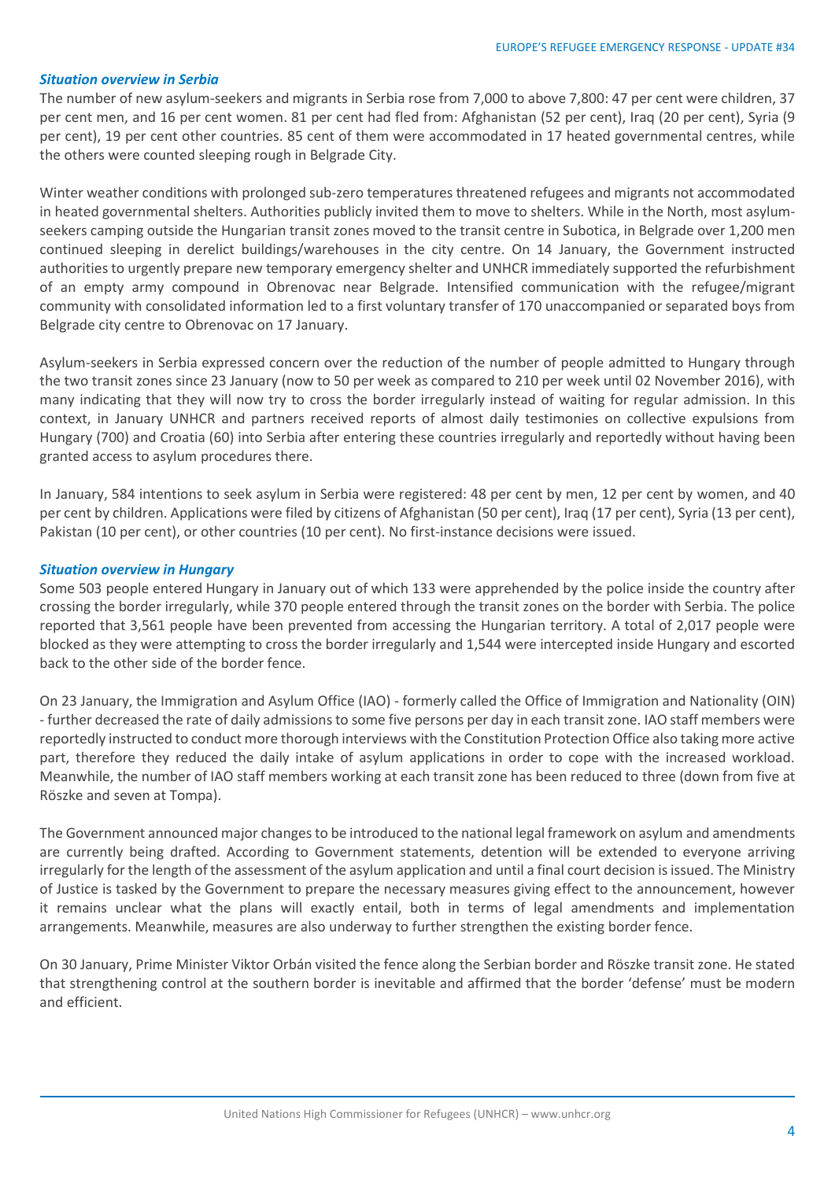***Situation overview in Serbia***

The number of new asylum-seekers and migrants in Serbia rose from 7,000 to above 7,800: 47 per cent were children, 37 per cent men, and 16 per cent women. 81 per cent had fled from: Afghanistan (52 per cent), Iraq (20 per cent), Syria (9 per cent), 19 per cent other countries. 85 cent of them were accommodated in 17 heated governmental centres, while the others were counted sleeping rough in Belgrade City.

Winter weather conditions with prolonged sub-zero temperatures threatened refugees and migrants not accommodated in heated governmental shelters. Authorities publicly invited them to move to shelters. While in the North, most asylum-seekers camping outside the Hungarian transit zones moved to the transit centre in Subotica, in Belgrade over 1,200 men continued sleeping in derelict buildings/warehouses in the city centre. On 14 January, the Government instructed authorities to urgently prepare new temporary emergency shelter and UNHCR immediately supported the refurbishment of an empty army compound in Obrenovac near Belgrade. Intensified communication with the refugee/migrant community with consolidated information led to a first voluntary transfer of 170 unaccompanied or separated boys from Belgrade city centre to Obrenovac on 17 January.

Asylum-seekers in Serbia expressed concern over the reduction of the number of people admitted to Hungary through the two transit zones since 23 January (now to 50 per week as compared to 210 per week until 02 November 2016), with many indicating that they will now try to cross the border irregularly instead of waiting for regular admission. In this context, in January UNHCR and partners received reports of almost daily testimonies on collective expulsions from Hungary (700) and Croatia (60) into Serbia after entering these countries irregularly and reportedly without having been granted access to asylum procedures there.

In January, 584 intentions to seek asylum in Serbia were registered: 48 per cent by men, 12 per cent by women, and 40 per cent by children. Applications were filed by citizens of Afghanistan (50 per cent), Iraq (17 per cent), Syria (13 per cent), Pakistan (10 per cent), or other countries (10 per cent). No first-instance decisions were issued.

***Situation overview in Hungary***

Some 503 people entered Hungary in January out of which 133 were apprehended by the police inside the country after crossing the border irregularly, while 370 people entered through the transit zones on the border with Serbia. The police reported that 3,561 people have been prevented from accessing the Hungarian territory. A total of 2,017 people were blocked as they were attempting to cross the border irregularly and 1,544 were intercepted inside Hungary and escorted back to the other side of the border fence.

On 23 January, the Immigration and Asylum Office (IAO) - formerly called the Office of Immigration and Nationality (OIN) - further decreased the rate of daily admissions to some five persons per day in each transit zone. IAO staff members were reportedly instructed to conduct more thorough interviews with the Constitution Protection Office also taking more active part, therefore they reduced the daily intake of asylum applications in order to cope with the increased workload. Meanwhile, the number of IAO staff members working at each transit zone has been reduced to three (down from five at Röszke and seven at Tompa).

The Government announced major changes to be introduced to the national legal framework on asylum and amendments are currently being drafted. According to Government statements, detention will be extended to everyone arriving irregularly for the length of the assessment of the asylum application and until a final court decision is issued. The Ministry of Justice is tasked by the Government to prepare the necessary measures giving effect to the announcement, however it remains unclear what the plans will exactly entail, both in terms of legal amendments and implementation arrangements. Meanwhile, measures are also underway to further strengthen the existing border fence.

On 30 January, Prime Minister Viktor Orbán visited the fence along the Serbian border and Röszke transit zone. He stated that strengthening control at the southern border is inevitable and affirmed that the border 'defense' must be modern and efficient.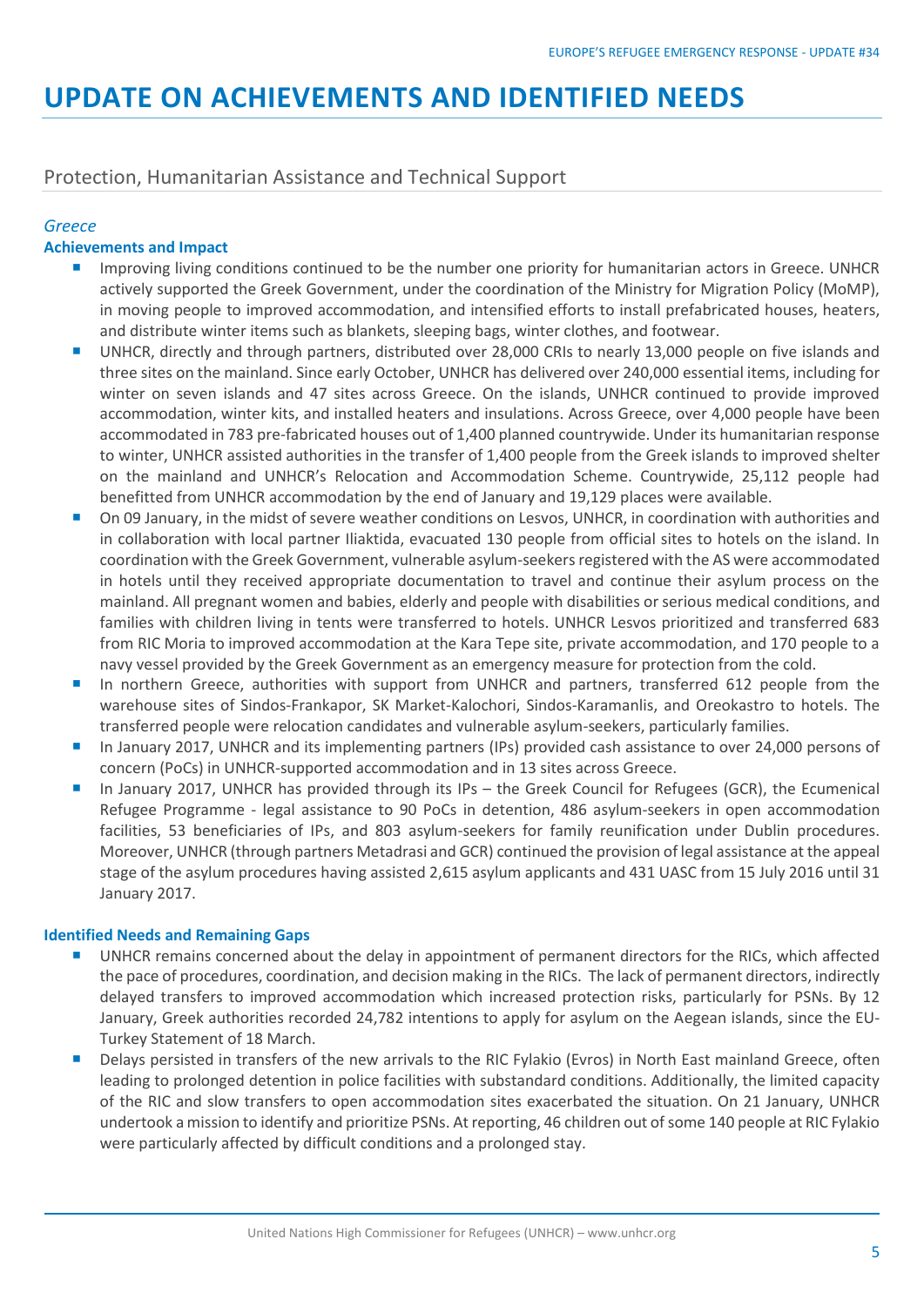# UPDATE ON ACHIEVEMENTS AND IDENTIFIED NEEDS

## Protection, Humanitarian Assistance and Technical Support

*Greece*

**Achievements and Impact**

- Improving living conditions continued to be the number one priority for humanitarian actors in Greece. UNHCR actively supported the Greek Government, under the coordination of the Ministry for Migration Policy (MoMP), in moving people to improved accommodation, and intensified efforts to install prefabricated houses, heaters, and distribute winter items such as blankets, sleeping bags, winter clothes, and footwear.
- UNHCR, directly and through partners, distributed over 28,000 CRIs to nearly 13,000 people on five islands and three sites on the mainland. Since early October, UNHCR has delivered over 240,000 essential items, including for winter on seven islands and 47 sites across Greece. On the islands, UNHCR continued to provide improved accommodation, winter kits, and installed heaters and insulations. Across Greece, over 4,000 people have been accommodated in 783 pre-fabricated houses out of 1,400 planned countrywide. Under its humanitarian response to winter, UNHCR assisted authorities in the transfer of 1,400 people from the Greek islands to improved shelter on the mainland and UNHCR's Relocation and Accommodation Scheme. Countrywide, 25,112 people had benefitted from UNHCR accommodation by the end of January and 19,129 places were available.
- On 09 January, in the midst of severe weather conditions on Lesvos, UNHCR, in coordination with authorities and in collaboration with local partner Iliaktida, evacuated 130 people from official sites to hotels on the island. In coordination with the Greek Government, vulnerable asylum-seekers registered with the AS were accommodated in hotels until they received appropriate documentation to travel and continue their asylum process on the mainland. All pregnant women and babies, elderly and people with disabilities or serious medical conditions, and families with children living in tents were transferred to hotels. UNHCR Lesvos prioritized and transferred 683 from RIC Moria to improved accommodation at the Kara Tepe site, private accommodation, and 170 people to a navy vessel provided by the Greek Government as an emergency measure for protection from the cold.
- In northern Greece, authorities with support from UNHCR and partners, transferred 612 people from the warehouse sites of Sindos-Frankapor, SK Market-Kalochori, Sindos-Karamanlis, and Oreokastro to hotels. The transferred people were relocation candidates and vulnerable asylum-seekers, particularly families.
- In January 2017, UNHCR and its implementing partners (IPs) provided cash assistance to over 24,000 persons of concern (PoCs) in UNHCR-supported accommodation and in 13 sites across Greece.
- In January 2017, UNHCR has provided through its IPs – the Greek Council for Refugees (GCR), the Ecumenical Refugee Programme - legal assistance to 90 PoCs in detention, 486 asylum-seekers in open accommodation facilities, 53 beneficiaries of IPs, and 803 asylum-seekers for family reunification under Dublin procedures. Moreover, UNHCR (through partners Metadrasi and GCR) continued the provision of legal assistance at the appeal stage of the asylum procedures having assisted 2,615 asylum applicants and 431 UASC from 15 July 2016 until 31 January 2017.

**Identified Needs and Remaining Gaps**

- UNHCR remains concerned about the delay in appointment of permanent directors for the RICs, which affected the pace of procedures, coordination, and decision making in the RICs. The lack of permanent directors, indirectly delayed transfers to improved accommodation which increased protection risks, particularly for PSNs. By 12 January, Greek authorities recorded 24,782 intentions to apply for asylum on the Aegean islands, since the EU-Turkey Statement of 18 March.
- Delays persisted in transfers of the new arrivals to the RIC Fylakio (Evros) in North East mainland Greece, often leading to prolonged detention in police facilities with substandard conditions. Additionally, the limited capacity of the RIC and slow transfers to open accommodation sites exacerbated the situation. On 21 January, UNHCR undertook a mission to identify and prioritize PSNs. At reporting, 46 children out of some 140 people at RIC Fylakio were particularly affected by difficult conditions and a prolonged stay.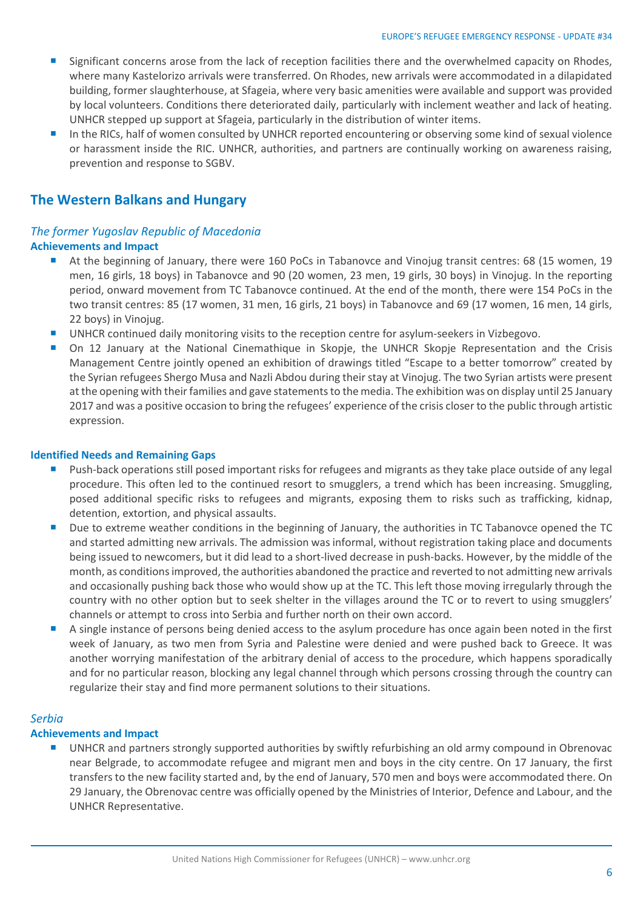- Significant concerns arose from the lack of reception facilities there and the overwhelmed capacity on Rhodes, where many Kastelorizo arrivals were transferred. On Rhodes, new arrivals were accommodated in a dilapidated building, former slaughterhouse, at Sfageia, where very basic amenities were available and support was provided by local volunteers. Conditions there deteriorated daily, particularly with inclement weather and lack of heating. UNHCR stepped up support at Sfageia, particularly in the distribution of winter items.
- In the RICs, half of women consulted by UNHCR reported encountering or observing some kind of sexual violence or harassment inside the RIC. UNHCR, authorities, and partners are continually working on awareness raising, prevention and response to SGBV.

## The Western Balkans and Hungary

### *The former Yugoslav Republic of Macedonia*

**Achievements and Impact**

- At the beginning of January, there were 160 PoCs in Tabanovce and Vinojug transit centres: 68 (15 women, 19 men, 16 girls, 18 boys) in Tabanovce and 90 (20 women, 23 men, 19 girls, 30 boys) in Vinojug. In the reporting period, onward movement from TC Tabanovce continued. At the end of the month, there were 154 PoCs in the two transit centres: 85 (17 women, 31 men, 16 girls, 21 boys) in Tabanovce and 69 (17 women, 16 men, 14 girls, 22 boys) in Vinojug.
- UNHCR continued daily monitoring visits to the reception centre for asylum-seekers in Vizbegovo.
- On 12 January at the National Cinemathique in Skopje, the UNHCR Skopje Representation and the Crisis Management Centre jointly opened an exhibition of drawings titled "Escape to a better tomorrow" created by the Syrian refugees Shergo Musa and Nazli Abdou during their stay at Vinojug. The two Syrian artists were present at the opening with their families and gave statements to the media. The exhibition was on display until 25 January 2017 and was a positive occasion to bring the refugees' experience of the crisis closer to the public through artistic expression.

**Identified Needs and Remaining Gaps**

- Push-back operations still posed important risks for refugees and migrants as they take place outside of any legal procedure. This often led to the continued resort to smugglers, a trend which has been increasing. Smuggling, posed additional specific risks to refugees and migrants, exposing them to risks such as trafficking, kidnap, detention, extortion, and physical assaults.
- Due to extreme weather conditions in the beginning of January, the authorities in TC Tabanovce opened the TC and started admitting new arrivals. The admission was informal, without registration taking place and documents being issued to newcomers, but it did lead to a short-lived decrease in push-backs. However, by the middle of the month, as conditions improved, the authorities abandoned the practice and reverted to not admitting new arrivals and occasionally pushing back those who would show up at the TC. This left those moving irregularly through the country with no other option but to seek shelter in the villages around the TC or to revert to using smugglers' channels or attempt to cross into Serbia and further north on their own accord.
- A single instance of persons being denied access to the asylum procedure has once again been noted in the first week of January, as two men from Syria and Palestine were denied and were pushed back to Greece. It was another worrying manifestation of the arbitrary denial of access to the procedure, which happens sporadically and for no particular reason, blocking any legal channel through which persons crossing through the country can regularize their stay and find more permanent solutions to their situations.

### *Serbia*

**Achievements and Impact**

- UNHCR and partners strongly supported authorities by swiftly refurbishing an old army compound in Obrenovac near Belgrade, to accommodate refugee and migrant men and boys in the city centre. On 17 January, the first transfers to the new facility started and, by the end of January, 570 men and boys were accommodated there. On 29 January, the Obrenovac centre was officially opened by the Ministries of Interior, Defence and Labour, and the UNHCR Representative.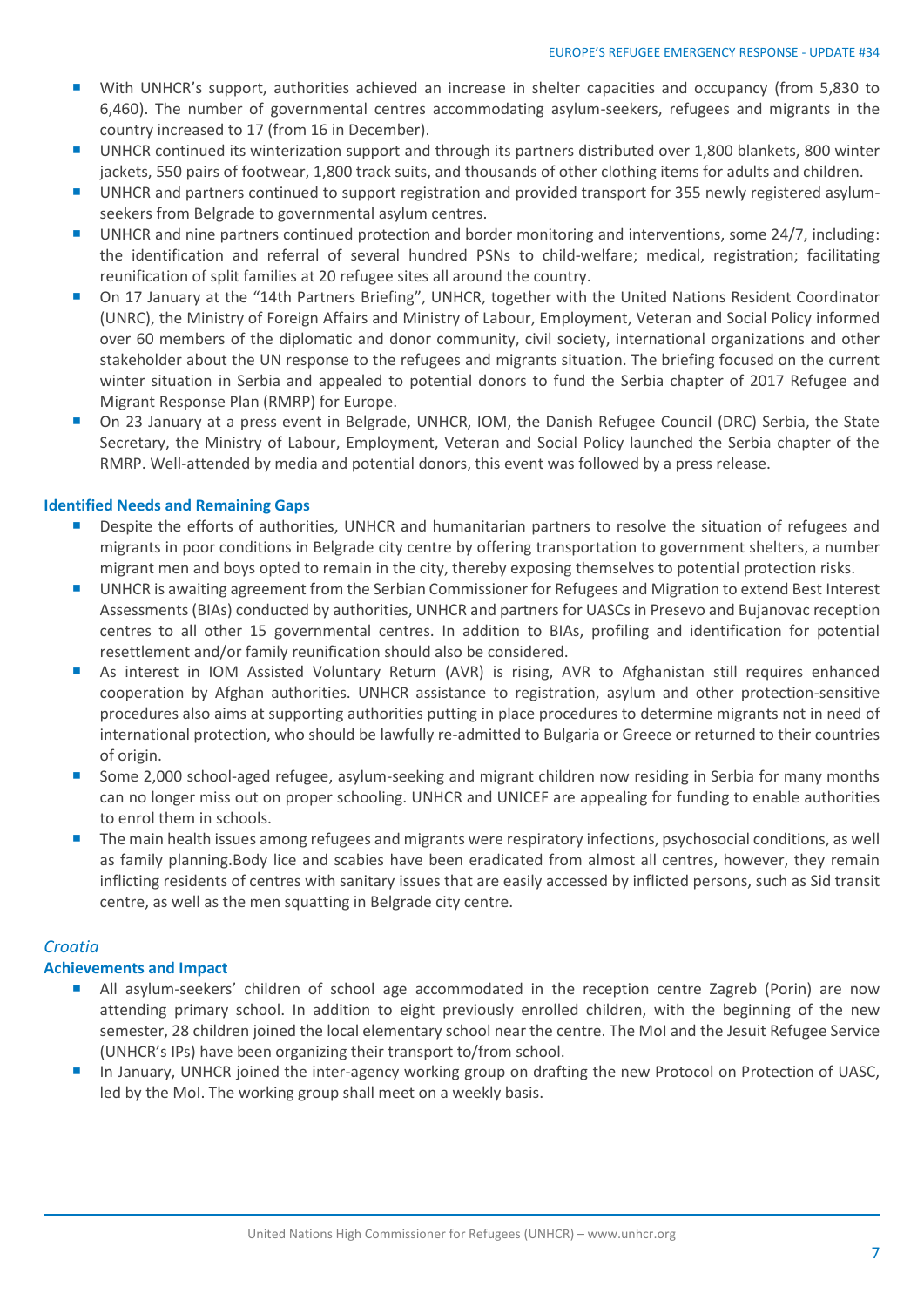- With UNHCR's support, authorities achieved an increase in shelter capacities and occupancy (from 5,830 to 6,460). The number of governmental centres accommodating asylum-seekers, refugees and migrants in the country increased to 17 (from 16 in December).
- UNHCR continued its winterization support and through its partners distributed over 1,800 blankets, 800 winter jackets, 550 pairs of footwear, 1,800 track suits, and thousands of other clothing items for adults and children.
- UNHCR and partners continued to support registration and provided transport for 355 newly registered asylum-seekers from Belgrade to governmental asylum centres.
- UNHCR and nine partners continued protection and border monitoring and interventions, some 24/7, including: the identification and referral of several hundred PSNs to child-welfare; medical, registration; facilitating reunification of split families at 20 refugee sites all around the country.
- On 17 January at the "14th Partners Briefing", UNHCR, together with the United Nations Resident Coordinator (UNRC), the Ministry of Foreign Affairs and Ministry of Labour, Employment, Veteran and Social Policy informed over 60 members of the diplomatic and donor community, civil society, international organizations and other stakeholder about the UN response to the refugees and migrants situation. The briefing focused on the current winter situation in Serbia and appealed to potential donors to fund the Serbia chapter of 2017 Refugee and Migrant Response Plan (RMRP) for Europe.
- On 23 January at a press event in Belgrade, UNHCR, IOM, the Danish Refugee Council (DRC) Serbia, the State Secretary, the Ministry of Labour, Employment, Veteran and Social Policy launched the Serbia chapter of the RMRP. Well-attended by media and potential donors, this event was followed by a press release.

**Identified Needs and Remaining Gaps**

- Despite the efforts of authorities, UNHCR and humanitarian partners to resolve the situation of refugees and migrants in poor conditions in Belgrade city centre by offering transportation to government shelters, a number migrant men and boys opted to remain in the city, thereby exposing themselves to potential protection risks.
- UNHCR is awaiting agreement from the Serbian Commissioner for Refugees and Migration to extend Best Interest Assessments (BIAs) conducted by authorities, UNHCR and partners for UASCs in Presevo and Bujanovac reception centres to all other 15 governmental centres. In addition to BIAs, profiling and identification for potential resettlement and/or family reunification should also be considered.
- As interest in IOM Assisted Voluntary Return (AVR) is rising, AVR to Afghanistan still requires enhanced cooperation by Afghan authorities. UNHCR assistance to registration, asylum and other protection-sensitive procedures also aims at supporting authorities putting in place procedures to determine migrants not in need of international protection, who should be lawfully re-admitted to Bulgaria or Greece or returned to their countries of origin.
- Some 2,000 school-aged refugee, asylum-seeking and migrant children now residing in Serbia for many months can no longer miss out on proper schooling. UNHCR and UNICEF are appealing for funding to enable authorities to enrol them in schools.
- The main health issues among refugees and migrants were respiratory infections, psychosocial conditions, as well as family planning.Body lice and scabies have been eradicated from almost all centres, however, they remain inflicting residents of centres with sanitary issues that are easily accessed by inflicted persons, such as Sid transit centre, as well as the men squatting in Belgrade city centre.

*Croatia*

**Achievements and Impact**

- All asylum-seekers' children of school age accommodated in the reception centre Zagreb (Porin) are now attending primary school. In addition to eight previously enrolled children, with the beginning of the new semester, 28 children joined the local elementary school near the centre. The MoI and the Jesuit Refugee Service (UNHCR's IPs) have been organizing their transport to/from school.
- In January, UNHCR joined the inter-agency working group on drafting the new Protocol on Protection of UASC, led by the MoI. The working group shall meet on a weekly basis.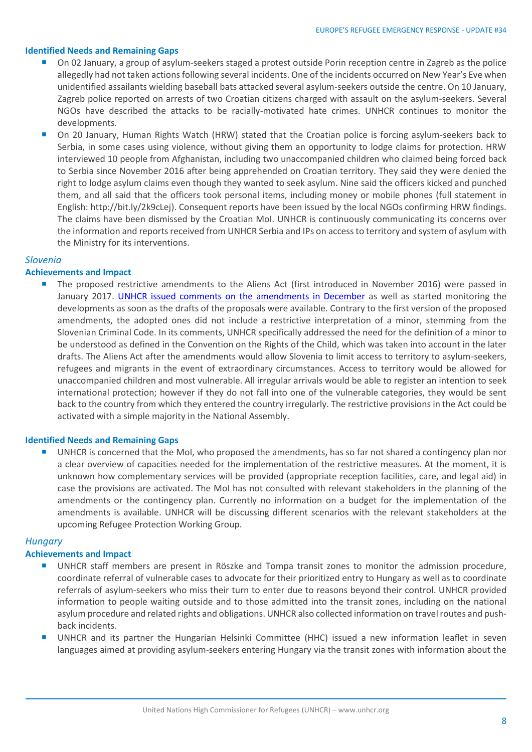**Identified Needs and Remaining Gaps**

- On 02 January, a group of asylum-seekers staged a protest outside Porin reception centre in Zagreb as the police allegedly had not taken actions following several incidents. One of the incidents occurred on New Year's Eve when unidentified assailants wielding baseball bats attacked several asylum-seekers outside the centre. On 10 January, Zagreb police reported on arrests of two Croatian citizens charged with assault on the asylum-seekers. Several NGOs have described the attacks to be racially-motivated hate crimes. UNHCR continues to monitor the developments.
- On 20 January, Human Rights Watch (HRW) stated that the Croatian police is forcing asylum-seekers back to Serbia, in some cases using violence, without giving them an opportunity to lodge claims for protection. HRW interviewed 10 people from Afghanistan, including two unaccompanied children who claimed being forced back to Serbia since November 2016 after being apprehended on Croatian territory. They said they were denied the right to lodge asylum claims even though they wanted to seek asylum. Nine said the officers kicked and punched them, and all said that the officers took personal items, including money or mobile phones (full statement in English: http://bit.ly/2k9cLej). Consequent reports have been issued by the local NGOs confirming HRW findings. The claims have been dismissed by the Croatian MoI. UNHCR is continuously communicating its concerns over the information and reports received from UNHCR Serbia and IPs on access to territory and system of asylum with the Ministry for its interventions.

*Slovenia*

**Achievements and Impact**

- The proposed restrictive amendments to the Aliens Act (first introduced in November 2016) were passed in January 2017. UNHCR issued comments on the amendments in December as well as started monitoring the developments as soon as the drafts of the proposals were available. Contrary to the first version of the proposed amendments, the adopted ones did not include a restrictive interpretation of a minor, stemming from the Slovenian Criminal Code. In its comments, UNHCR specifically addressed the need for the definition of a minor to be understood as defined in the Convention on the Rights of the Child, which was taken into account in the later drafts. The Aliens Act after the amendments would allow Slovenia to limit access to territory to asylum-seekers, refugees and migrants in the event of extraordinary circumstances. Access to territory would be allowed for unaccompanied children and most vulnerable. All irregular arrivals would be able to register an intention to seek international protection; however if they do not fall into one of the vulnerable categories, they would be sent back to the country from which they entered the country irregularly. The restrictive provisions in the Act could be activated with a simple majority in the National Assembly.

**Identified Needs and Remaining Gaps**

- UNHCR is concerned that the MoI, who proposed the amendments, has so far not shared a contingency plan nor a clear overview of capacities needed for the implementation of the restrictive measures. At the moment, it is unknown how complementary services will be provided (appropriate reception facilities, care, and legal aid) in case the provisions are activated. The MoI has not consulted with relevant stakeholders in the planning of the amendments or the contingency plan. Currently no information on a budget for the implementation of the amendments is available. UNHCR will be discussing different scenarios with the relevant stakeholders at the upcoming Refugee Protection Working Group.

*Hungary*

**Achievements and Impact**

- UNHCR staff members are present in Röszke and Tompa transit zones to monitor the admission procedure, coordinate referral of vulnerable cases to advocate for their prioritized entry to Hungary as well as to coordinate referrals of asylum-seekers who miss their turn to enter due to reasons beyond their control. UNHCR provided information to people waiting outside and to those admitted into the transit zones, including on the national asylum procedure and related rights and obligations. UNHCR also collected information on travel routes and push-back incidents.
- UNHCR and its partner the Hungarian Helsinki Committee (HHC) issued a new information leaflet in seven languages aimed at providing asylum-seekers entering Hungary via the transit zones with information about the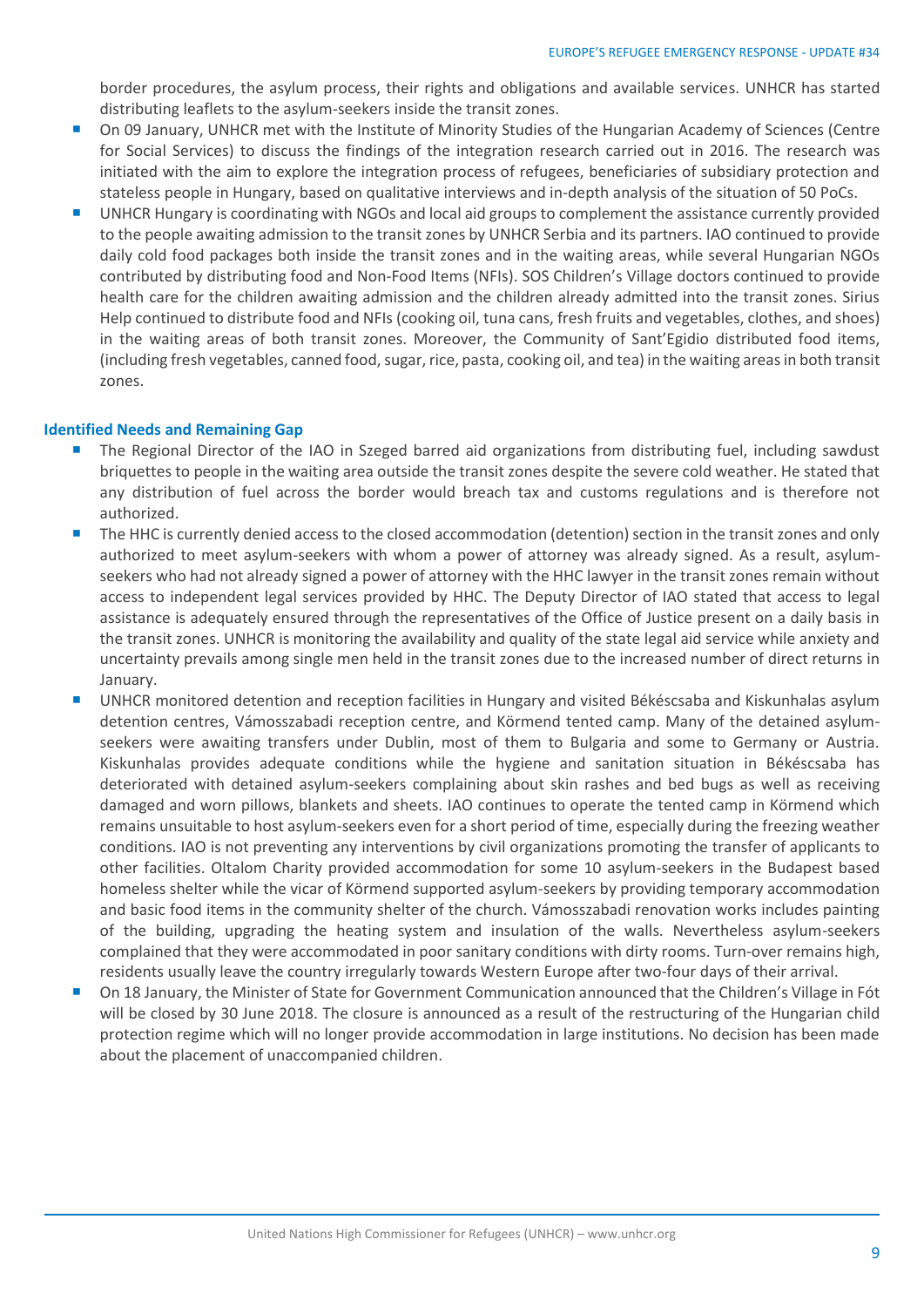border procedures, the asylum process, their rights and obligations and available services. UNHCR has started distributing leaflets to the asylum-seekers inside the transit zones.

- On 09 January, UNHCR met with the Institute of Minority Studies of the Hungarian Academy of Sciences (Centre for Social Services) to discuss the findings of the integration research carried out in 2016. The research was initiated with the aim to explore the integration process of refugees, beneficiaries of subsidiary protection and stateless people in Hungary, based on qualitative interviews and in-depth analysis of the situation of 50 PoCs.
- UNHCR Hungary is coordinating with NGOs and local aid groups to complement the assistance currently provided to the people awaiting admission to the transit zones by UNHCR Serbia and its partners. IAO continued to provide daily cold food packages both inside the transit zones and in the waiting areas, while several Hungarian NGOs contributed by distributing food and Non-Food Items (NFIs). SOS Children's Village doctors continued to provide health care for the children awaiting admission and the children already admitted into the transit zones. Sirius Help continued to distribute food and NFIs (cooking oil, tuna cans, fresh fruits and vegetables, clothes, and shoes) in the waiting areas of both transit zones. Moreover, the Community of Sant'Egidio distributed food items, (including fresh vegetables, canned food, sugar, rice, pasta, cooking oil, and tea) in the waiting areas in both transit zones.

**Identified Needs and Remaining Gap**

- The Regional Director of the IAO in Szeged barred aid organizations from distributing fuel, including sawdust briquettes to people in the waiting area outside the transit zones despite the severe cold weather. He stated that any distribution of fuel across the border would breach tax and customs regulations and is therefore not authorized.
- The HHC is currently denied access to the closed accommodation (detention) section in the transit zones and only authorized to meet asylum-seekers with whom a power of attorney was already signed. As a result, asylum-seekers who had not already signed a power of attorney with the HHC lawyer in the transit zones remain without access to independent legal services provided by HHC. The Deputy Director of IAO stated that access to legal assistance is adequately ensured through the representatives of the Office of Justice present on a daily basis in the transit zones. UNHCR is monitoring the availability and quality of the state legal aid service while anxiety and uncertainty prevails among single men held in the transit zones due to the increased number of direct returns in January.
- UNHCR monitored detention and reception facilities in Hungary and visited Békéscsaba and Kiskunhalas asylum detention centres, Vámosszabadi reception centre, and Körmend tented camp. Many of the detained asylum-seekers were awaiting transfers under Dublin, most of them to Bulgaria and some to Germany or Austria. Kiskunhalas provides adequate conditions while the hygiene and sanitation situation in Békéscsaba has deteriorated with detained asylum-seekers complaining about skin rashes and bed bugs as well as receiving damaged and worn pillows, blankets and sheets. IAO continues to operate the tented camp in Körmend which remains unsuitable to host asylum-seekers even for a short period of time, especially during the freezing weather conditions. IAO is not preventing any interventions by civil organizations promoting the transfer of applicants to other facilities. Oltalom Charity provided accommodation for some 10 asylum-seekers in the Budapest based homeless shelter while the vicar of Körmend supported asylum-seekers by providing temporary accommodation and basic food items in the community shelter of the church. Vámosszabadi renovation works includes painting of the building, upgrading the heating system and insulation of the walls. Nevertheless asylum-seekers complained that they were accommodated in poor sanitary conditions with dirty rooms. Turn-over remains high, residents usually leave the country irregularly towards Western Europe after two-four days of their arrival.
- On 18 January, the Minister of State for Government Communication announced that the Children's Village in Fót will be closed by 30 June 2018. The closure is announced as a result of the restructuring of the Hungarian child protection regime which will no longer provide accommodation in large institutions. No decision has been made about the placement of unaccompanied children.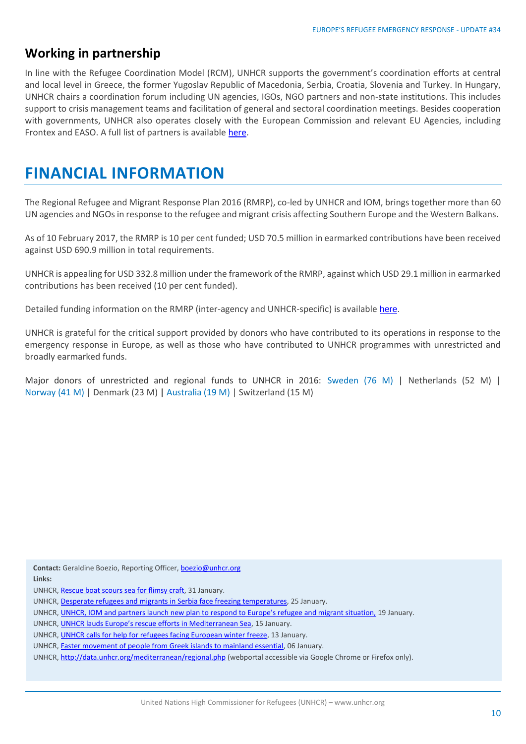## Working in partnership

In line with the Refugee Coordination Model (RCM), UNHCR supports the government's coordination efforts at central and local level in Greece, the former Yugoslav Republic of Macedonia, Serbia, Croatia, Slovenia and Turkey. In Hungary, UNHCR chairs a coordination forum including UN agencies, IGOs, NGO partners and non-state institutions. This includes support to crisis management teams and facilitation of general and sectoral coordination meetings. Besides cooperation with governments, UNHCR also operates closely with the European Commission and relevant EU Agencies, including Frontex and EASO. A full list of partners is available here.

# FINANCIAL INFORMATION

The Regional Refugee and Migrant Response Plan 2016 (RMRP), co-led by UNHCR and IOM, brings together more than 60 UN agencies and NGOs in response to the refugee and migrant crisis affecting Southern Europe and the Western Balkans.

As of 10 February 2017, the RMRP is 10 per cent funded; USD 70.5 million in earmarked contributions have been received against USD 690.9 million in total requirements.

UNHCR is appealing for USD 332.8 million under the framework of the RMRP, against which USD 29.1 million in earmarked contributions has been received (10 per cent funded).

Detailed funding information on the RMRP (inter-agency and UNHCR-specific) is available here.

UNHCR is grateful for the critical support provided by donors who have contributed to its operations in response to the emergency response in Europe, as well as those who have contributed to UNHCR programmes with unrestricted and broadly earmarked funds.

Major donors of unrestricted and regional funds to UNHCR in 2016: Sweden (76 M) | Netherlands (52 M) | Norway (41 M) | Denmark (23 M) | Australia (19 M) | Switzerland (15 M)

**Contact:** Geraldine Boezio, Reporting Officer, boezio@unhcr.org

**Links:**

UNHCR, Rescue boat scours sea for flimsy craft, 31 January.

UNHCR, Desperate refugees and migrants in Serbia face freezing temperatures, 25 January.

UNHCR, UNHCR, IOM and partners launch new plan to respond to Europe's refugee and migrant situation, 19 January.

UNHCR, UNHCR lauds Europe's rescue efforts in Mediterranean Sea, 15 January.

UNHCR, UNHCR calls for help for refugees facing European winter freeze, 13 January.

UNHCR, Faster movement of people from Greek islands to mainland essential, 06 January.

UNHCR, http://data.unhcr.org/mediterranean/regional.php (webportal accessible via Google Chrome or Firefox only).